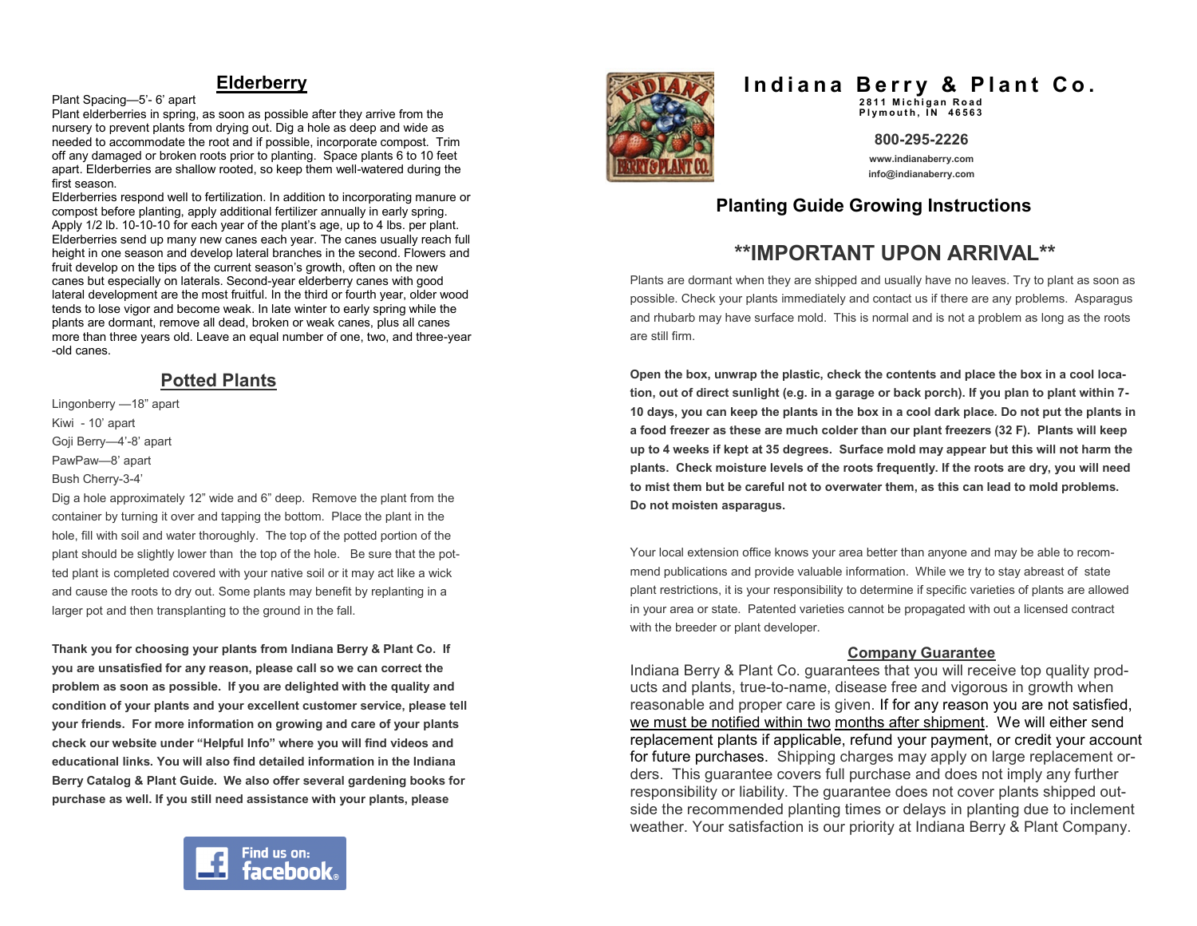## Elderberry

Plant Spacing—5'- 6' apart

Plant elderberries in spring, as soon as possible after they arrive from the nursery to prevent plants from drying out. Dig a hole as deep and wide as needed to accommodate the root and if possible, incorporate compost. Trim off any damaged or broken roots prior to planting. Space plants 6 to 10 feet apart. Elderberries are shallow rooted, so keep them well-watered during the first season.

Elderberries respond well to fertilization. In addition to incorporating manure or compost before planting, apply additional fertilizer annually in early spring. Apply 1/2 lb. 10-10-10 for each year of the plant's age, up to 4 lbs. per plant. Elderberries send up many new canes each year. The canes usually reach full height in one season and develop lateral branches in the second. Flowers and fruit develop on the tips of the current season's growth, often on the new canes but especially on laterals. Second-year elderberry canes with good lateral development are the most fruitful. In the third or fourth year, older wood tends to lose vigor and become weak. In late winter to early spring while the plants are dormant, remove all dead, broken or weak canes, plus all canes more than three years old. Leave an equal number of one, two, and three-year -old canes.

## Potted Plants

Lingonberry —18" apart

Kiwi - 10' apart

Goji Berry—4'-8' apart

PawPaw—8' apart

Bush Cherry-3-4'

Dig a hole approximately 12" wide and 6" deep. Remove the plant from the container by turning it over and tapping the bottom. Place the plant in the hole, fill with soil and water thoroughly. The top of the potted portion of the plant should be slightly lower than the top of the hole. Be sure that the potted plant is completed covered with your native soil or it may act like a wick and cause the roots to dry out. Some plants may benefit by replanting in a larger pot and then transplanting to the ground in the fall.

**Thank you for choosing your plants from Indiana Berry & Plant Co. If you are unsatisfied for any reason, please call so we can correct the problem as soon as possible. If you are delighted with the quality and condition of your plants and your excellent customer service, please tell your friends. For more information on growing and care of your plants check our website under "Helpful Info" where you will find videos and educational links. You will also find detailed information in the Indiana Berry Catalog & Plant Guide. We also offer several gardening books for purchase as well. If you still need assistance with your plants, please**

Find us on: facebook

# Indiana Berry & Plant Co.

**2811 Michigan Road**
**Plymouth, IN 46563**

**800-295-2226**

**www.indianaberry.com**
**info@indianaberry.com**

## Planting Guide Growing Instructions

## \*\*IMPORTANT UPON ARRIVAL\*\*

Plants are dormant when they are shipped and usually have no leaves. Try to plant as soon as possible. Check your plants immediately and contact us if there are any problems. Asparagus and rhubarb may have surface mold. This is normal and is not a problem as long as the roots are still firm.

**Open the box, unwrap the plastic, check the contents and place the box in a cool location, out of direct sunlight (e.g. in a garage or back porch). If you plan to plant within 7-10 days, you can keep the plants in the box in a cool dark place. Do not put the plants in a food freezer as these are much colder than our plant freezers (32 F). Plants will keep up to 4 weeks if kept at 35 degrees. Surface mold may appear but this will not harm the plants. Check moisture levels of the roots frequently. If the roots are dry, you will need to mist them but be careful not to overwater them, as this can lead to mold problems. Do not moisten asparagus.**

Your local extension office knows your area better than anyone and may be able to recommend publications and provide valuable information. While we try to stay abreast of state plant restrictions, it is your responsibility to determine if specific varieties of plants are allowed in your area or state. Patented varieties cannot be propagated with out a licensed contract with the breeder or plant developer.

### Company Guarantee

Indiana Berry & Plant Co. guarantees that you will receive top quality products and plants, true-to-name, disease free and vigorous in growth when reasonable and proper care is given. If for any reason you are not satisfied, we must be notified within two months after shipment. We will either send replacement plants if applicable, refund your payment, or credit your account for future purchases. Shipping charges may apply on large replacement orders. This guarantee covers full purchase and does not imply any further responsibility or liability. The guarantee does not cover plants shipped outside the recommended planting times or delays in planting due to inclement weather. Your satisfaction is our priority at Indiana Berry & Plant Company.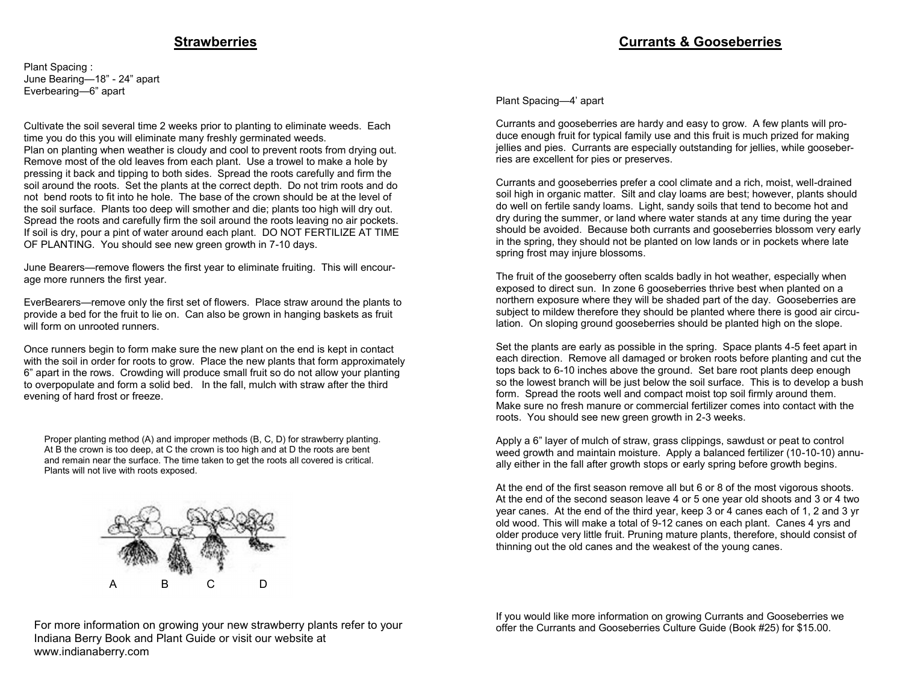## Strawberries

Plant Spacing :
June Bearing—18" - 24" apart
Everbearing—6" apart

Cultivate the soil several time 2 weeks prior to planting to eliminate weeds. Each time you do this you will eliminate many freshly germinated weeds.
Plan on planting when weather is cloudy and cool to prevent roots from drying out. Remove most of the old leaves from each plant. Use a trowel to make a hole by pressing it back and tipping to both sides. Spread the roots carefully and firm the soil around the roots. Set the plants at the correct depth. Do not trim roots and do not bend roots to fit into he hole. The base of the crown should be at the level of the soil surface. Plants too deep will smother and die; plants too high will dry out. Spread the roots and carefully firm the soil around the roots leaving no air pockets. If soil is dry, pour a pint of water around each plant. DO NOT FERTILIZE AT TIME OF PLANTING. You should see new green growth in 7-10 days.

June Bearers—remove flowers the first year to eliminate fruiting. This will encourage more runners the first year.

EverBearers—remove only the first set of flowers. Place straw around the plants to provide a bed for the fruit to lie on. Can also be grown in hanging baskets as fruit will form on unrooted runners.

Once runners begin to form make sure the new plant on the end is kept in contact with the soil in order for roots to grow. Place the new plants that form approximately 6" apart in the rows. Crowding will produce small fruit so do not allow your planting to overpopulate and form a solid bed. In the fall, mulch with straw after the third evening of hard frost or freeze.

Proper planting method (A) and improper methods (B, C, D) for strawberry planting. At B the crown is too deep, at C the crown is too high and at D the roots are bent and remain near the surface. The time taken to get the roots all covered is critical. Plants will not live with roots exposed.

A B C D

For more information on growing your new strawberry plants refer to your Indiana Berry Book and Plant Guide or visit our website at www.indianaberry.com

## Currants & Gooseberries

Plant Spacing—4' apart

Currants and gooseberries are hardy and easy to grow. A few plants will produce enough fruit for typical family use and this fruit is much prized for making jellies and pies. Currants are especially outstanding for jellies, while gooseberries are excellent for pies or preserves.

Currants and gooseberries prefer a cool climate and a rich, moist, well-drained soil high in organic matter. Silt and clay loams are best; however, plants should do well on fertile sandy loams. Light, sandy soils that tend to become hot and dry during the summer, or land where water stands at any time during the year should be avoided. Because both currants and gooseberries blossom very early in the spring, they should not be planted on low lands or in pockets where late spring frost may injure blossoms.

The fruit of the gooseberry often scalds badly in hot weather, especially when exposed to direct sun. In zone 6 gooseberries thrive best when planted on a northern exposure where they will be shaded part of the day. Gooseberries are subject to mildew therefore they should be planted where there is good air circulation. On sloping ground gooseberries should be planted high on the slope.

Set the plants are early as possible in the spring. Space plants 4-5 feet apart in each direction. Remove all damaged or broken roots before planting and cut the tops back to 6-10 inches above the ground. Set bare root plants deep enough so the lowest branch will be just below the soil surface. This is to develop a bush form. Spread the roots well and compact moist top soil firmly around them. Make sure no fresh manure or commercial fertilizer comes into contact with the roots. You should see new green growth in 2-3 weeks.

Apply a 6" layer of mulch of straw, grass clippings, sawdust or peat to control weed growth and maintain moisture. Apply a balanced fertilizer (10-10-10) annually either in the fall after growth stops or early spring before growth begins.

At the end of the first season remove all but 6 or 8 of the most vigorous shoots. At the end of the second season leave 4 or 5 one year old shoots and 3 or 4 two year canes. At the end of the third year, keep 3 or 4 canes each of 1, 2 and 3 yr old wood. This will make a total of 9-12 canes on each plant. Canes 4 yrs and older produce very little fruit. Pruning mature plants, therefore, should consist of thinning out the old canes and the weakest of the young canes.

If you would like more information on growing Currants and Gooseberries we offer the Currants and Gooseberries Culture Guide (Book #25) for $15.00.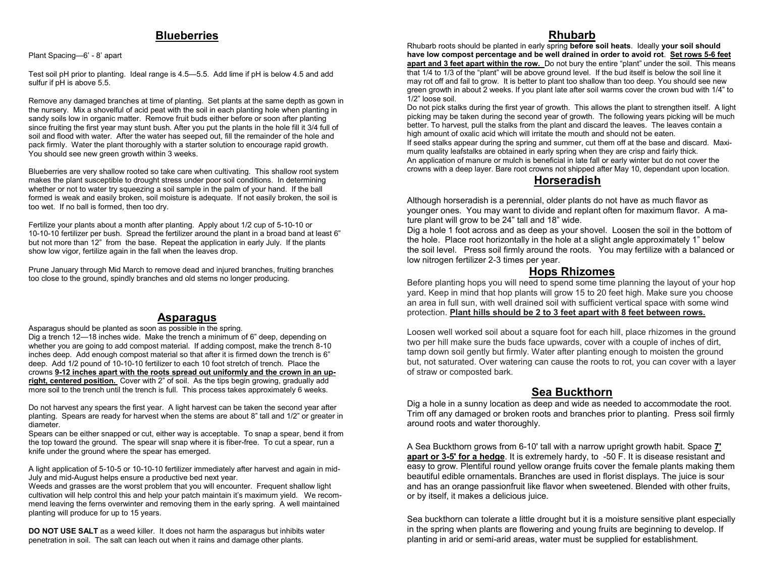## Blueberries

Plant Spacing—6' - 8' apart

Test soil pH prior to planting. Ideal range is 4.5—5.5. Add lime if pH is below 4.5 and add sulfur if pH is above 5.5.

Remove any damaged branches at time of planting. Set plants at the same depth as gown in the nursery. Mix a shovelful of acid peat with the soil in each planting hole when planting in sandy soils low in organic matter. Remove fruit buds either before or soon after planting since fruiting the first year may stunt bush. After you put the plants in the hole fill it 3/4 full of soil and flood with water. After the water has seeped out, fill the remainder of the hole and pack firmly. Water the plant thoroughly with a starter solution to encourage rapid growth. You should see new green growth within 3 weeks.

Blueberries are very shallow rooted so take care when cultivating. This shallow root system makes the plant susceptible to drought stress under poor soil conditions. In determining whether or not to water try squeezing a soil sample in the palm of your hand. If the ball formed is weak and easily broken, soil moisture is adequate. If not easily broken, the soil is too wet. If no ball is formed, then too dry.

Fertilize your plants about a month after planting. Apply about 1/2 cup of 5-10-10 or 10-10-10 fertilizer per bush. Spread the fertilizer around the plant in a broad band at least 6" but not more than 12" from the base. Repeat the application in early July. If the plants show low vigor, fertilize again in the fall when the leaves drop.

Prune January through Mid March to remove dead and injured branches, fruiting branches too close to the ground, spindly branches and old stems no longer producing.

## Asparagus

Asparagus should be planted as soon as possible in the spring.

Dig a trench 12—18 inches wide. Make the trench a minimum of 6" deep, depending on whether you are going to add compost material. If adding compost, make the trench 8-10 inches deep. Add enough compost material so that after it is firmed down the trench is 6" deep. Add 1/2 pound of 10-10-10 fertilizer to each 10 foot stretch of trench. Place the crowns **9-12 inches apart with the roots spread out uniformly and the crown in an upright, centered position.** Cover with 2" of soil. As the tips begin growing, gradually add more soil to the trench until the trench is full. This process takes approximately 6 weeks.

Do not harvest any spears the first year. A light harvest can be taken the second year after planting. Spears are ready for harvest when the stems are about 8" tall and 1/2" or greater in diameter.

Spears can be either snapped or cut, either way is acceptable. To snap a spear, bend it from the top toward the ground. The spear will snap where it is fiber-free. To cut a spear, run a knife under the ground where the spear has emerged.

A light application of 5-10-5 or 10-10-10 fertilizer immediately after harvest and again in mid-July and mid-August helps ensure a productive bed next year.

Weeds and grasses are the worst problem that you will encounter. Frequent shallow light cultivation will help control this and help your patch maintain it's maximum yield. We recommend leaving the ferns overwinter and removing them in the early spring. A well maintained planting will produce for up to 15 years.

**DO NOT USE SALT** as a weed killer. It does not harm the asparagus but inhibits water penetration in soil. The salt can leach out when it rains and damage other plants.

## Rhubarb

Rhubarb roots should be planted in early spring **before soil heats**. Ideally **your soil should have low compost percentage and be well drained in order to avoid rot**. **Set rows 5-6 feet apart and 3 feet apart within the row.** Do not bury the entire "plant" under the soil. This means that 1/4 to 1/3 of the "plant" will be above ground level. If the bud itself is below the soil line it may rot off and fail to grow. It is better to plant too shallow than too deep. You should see new green growth in about 2 weeks. If you plant late after soil warms cover the crown bud with 1/4" to 1/2" loose soil.

Do not pick stalks during the first year of growth. This allows the plant to strengthen itself. A light picking may be taken during the second year of growth. The following years picking will be much better. To harvest, pull the stalks from the plant and discard the leaves. The leaves contain a high amount of oxalic acid which will irritate the mouth and should not be eaten.

If seed stalks appear during the spring and summer, cut them off at the base and discard. Maximum quality leafstalks are obtained in early spring when they are crisp and fairly thick.

An application of manure or mulch is beneficial in late fall or early winter but do not cover the crowns with a deep layer. Bare root crowns not shipped after May 10, dependant upon location.

## Horseradish

Although horseradish is a perennial, older plants do not have as much flavor as younger ones. You may want to divide and replant often for maximum flavor. A mature plant will grow to be 24" tall and 18" wide.

Dig a hole 1 foot across and as deep as your shovel. Loosen the soil in the bottom of the hole. Place root horizontally in the hole at a slight angle approximately 1" below the soil level. Press soil firmly around the roots. You may fertilize with a balanced or low nitrogen fertilizer 2-3 times per year.

## Hops Rhizomes

Before planting hops you will need to spend some time planning the layout of your hop yard. Keep in mind that hop plants will grow 15 to 20 feet high. Make sure you choose an area in full sun, with well drained soil with sufficient vertical space with some wind protection. **Plant hills should be 2 to 3 feet apart with 8 feet between rows.**

Loosen well worked soil about a square foot for each hill, place rhizomes in the ground two per hill make sure the buds face upwards, cover with a couple of inches of dirt, tamp down soil gently but firmly. Water after planting enough to moisten the ground but, not saturated. Over watering can cause the roots to rot, you can cover with a layer of straw or composted bark.

## Sea Buckthorn

Dig a hole in a sunny location as deep and wide as needed to accommodate the root. Trim off any damaged or broken roots and branches prior to planting. Press soil firmly around roots and water thoroughly.

A Sea Buckthorn grows from 6-10' tall with a narrow upright growth habit. Space **7' apart or 3-5' for a hedge**. It is extremely hardy, to -50 F. It is disease resistant and easy to grow. Plentiful round yellow orange fruits cover the female plants making them beautiful edible ornamentals. Branches are used in florist displays. The juice is sour and has an orange passionfruit like flavor when sweetened. Blended with other fruits, or by itself, it makes a delicious juice.

Sea buckthorn can tolerate a little drought but it is a moisture sensitive plant especially in the spring when plants are flowering and young fruits are beginning to develop. If planting in arid or semi-arid areas, water must be supplied for establishment.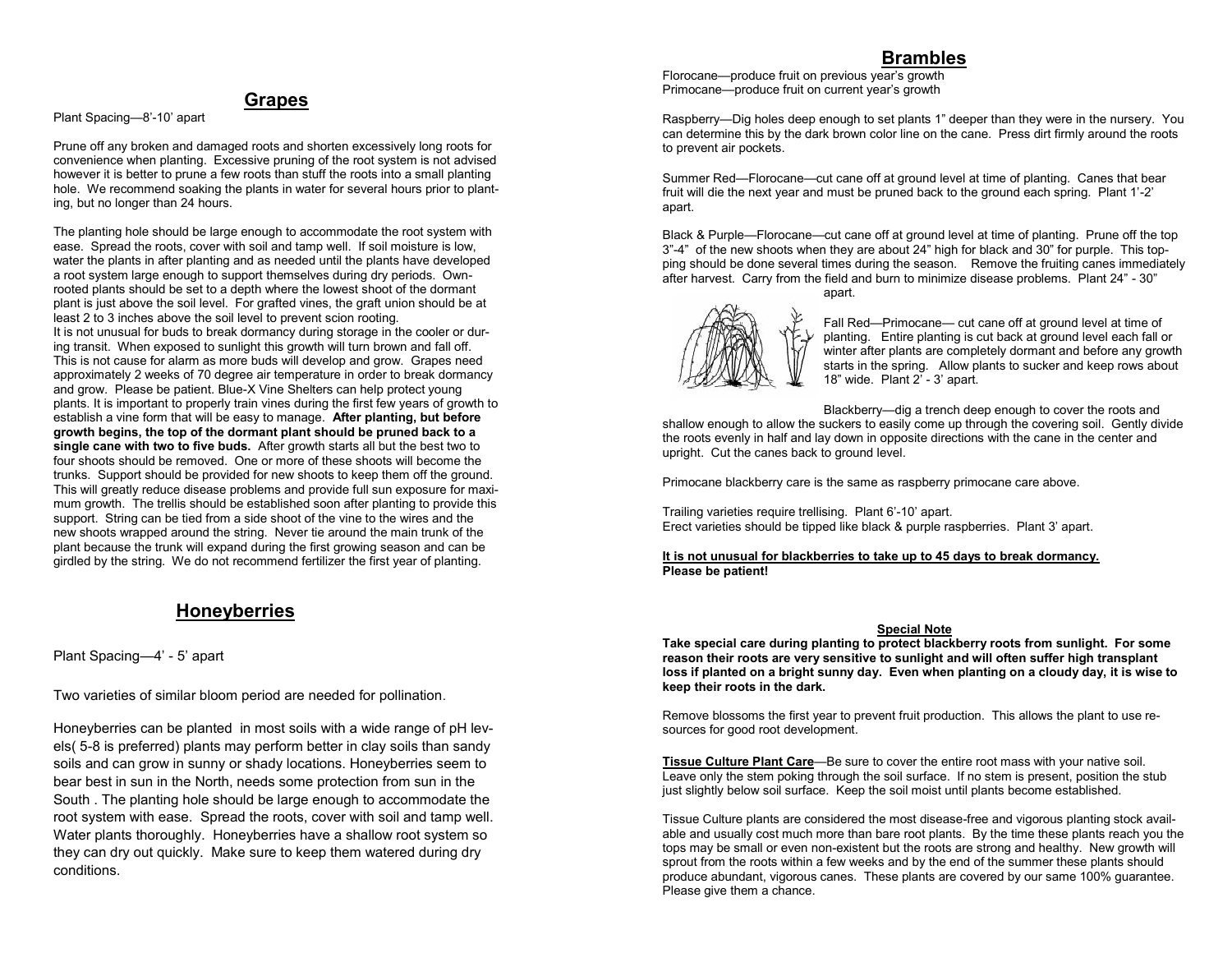## Grapes

Plant Spacing—8'-10' apart

Prune off any broken and damaged roots and shorten excessively long roots for convenience when planting. Excessive pruning of the root system is not advised however it is better to prune a few roots than stuff the roots into a small planting hole. We recommend soaking the plants in water for several hours prior to planting, but no longer than 24 hours.

The planting hole should be large enough to accommodate the root system with ease. Spread the roots, cover with soil and tamp well. If soil moisture is low, water the plants in after planting and as needed until the plants have developed a root system large enough to support themselves during dry periods. Own-rooted plants should be set to a depth where the lowest shoot of the dormant plant is just above the soil level. For grafted vines, the graft union should be at least 2 to 3 inches above the soil level to prevent scion rooting.
It is not unusual for buds to break dormancy during storage in the cooler or during transit. When exposed to sunlight this growth will turn brown and fall off. This is not cause for alarm as more buds will develop and grow. Grapes need approximately 2 weeks of 70 degree air temperature in order to break dormancy and grow. Please be patient. Blue-X Vine Shelters can help protect young plants. It is important to properly train vines during the first few years of growth to establish a vine form that will be easy to manage. **After planting, but before growth begins, the top of the dormant plant should be pruned back to a single cane with two to five buds.** After growth starts all but the best two to four shoots should be removed. One or more of these shoots will become the trunks. Support should be provided for new shoots to keep them off the ground. This will greatly reduce disease problems and provide full sun exposure for maximum growth. The trellis should be established soon after planting to provide this support. String can be tied from a side shoot of the vine to the wires and the new shoots wrapped around the string. Never tie around the main trunk of the plant because the trunk will expand during the first growing season and can be girdled by the string. We do not recommend fertilizer the first year of planting.

## Honeyberries

Plant Spacing—4' - 5' apart

Two varieties of similar bloom period are needed for pollination.

Honeyberries can be planted in most soils with a wide range of pH levels( 5-8 is preferred) plants may perform better in clay soils than sandy soils and can grow in sunny or shady locations. Honeyberries seem to bear best in sun in the North, needs some protection from sun in the South . The planting hole should be large enough to accommodate the root system with ease. Spread the roots, cover with soil and tamp well. Water plants thoroughly. Honeyberries have a shallow root system so they can dry out quickly. Make sure to keep them watered during dry conditions.

## Brambles

Florocane—produce fruit on previous year's growth
Primocane—produce fruit on current year's growth

Raspberry—Dig holes deep enough to set plants 1" deeper than they were in the nursery. You can determine this by the dark brown color line on the cane. Press dirt firmly around the roots to prevent air pockets.

Summer Red—Florocane—cut cane off at ground level at time of planting. Canes that bear fruit will die the next year and must be pruned back to the ground each spring. Plant 1'-2' apart.

Black & Purple—Florocane—cut cane off at ground level at time of planting. Prune off the top 3"-4" of the new shoots when they are about 24" high for black and 30" for purple. This topping should be done several times during the season. Remove the fruiting canes immediately after harvest. Carry from the field and burn to minimize disease problems. Plant 24" - 30" apart.

Fall Red—Primocane— cut cane off at ground level at time of planting. Entire planting is cut back at ground level each fall or winter after plants are completely dormant and before any growth starts in the spring. Allow plants to sucker and keep rows about 18" wide. Plant 2' - 3' apart.

Blackberry—dig a trench deep enough to cover the roots and shallow enough to allow the suckers to easily come up through the covering soil. Gently divide the roots evenly in half and lay down in opposite directions with the cane in the center and upright. Cut the canes back to ground level.

Primocane blackberry care is the same as raspberry primocane care above.

Trailing varieties require trellising. Plant 6'-10' apart.
Erect varieties should be tipped like black & purple raspberries. Plant 3' apart.

**It is not unusual for blackberries to take up to 45 days to break dormancy. Please be patient!**

**Special Note**

**Take special care during planting to protect blackberry roots from sunlight. For some reason their roots are very sensitive to sunlight and will often suffer high transplant loss if planted on a bright sunny day. Even when planting on a cloudy day, it is wise to keep their roots in the dark.**

Remove blossoms the first year to prevent fruit production. This allows the plant to use resources for good root development.

**Tissue Culture Plant Care**—Be sure to cover the entire root mass with your native soil. Leave only the stem poking through the soil surface. If no stem is present, position the stub just slightly below soil surface. Keep the soil moist until plants become established.

Tissue Culture plants are considered the most disease-free and vigorous planting stock available and usually cost much more than bare root plants. By the time these plants reach you the tops may be small or even non-existent but the roots are strong and healthy. New growth will sprout from the roots within a few weeks and by the end of the summer these plants should produce abundant, vigorous canes. These plants are covered by our same 100% guarantee. Please give them a chance.